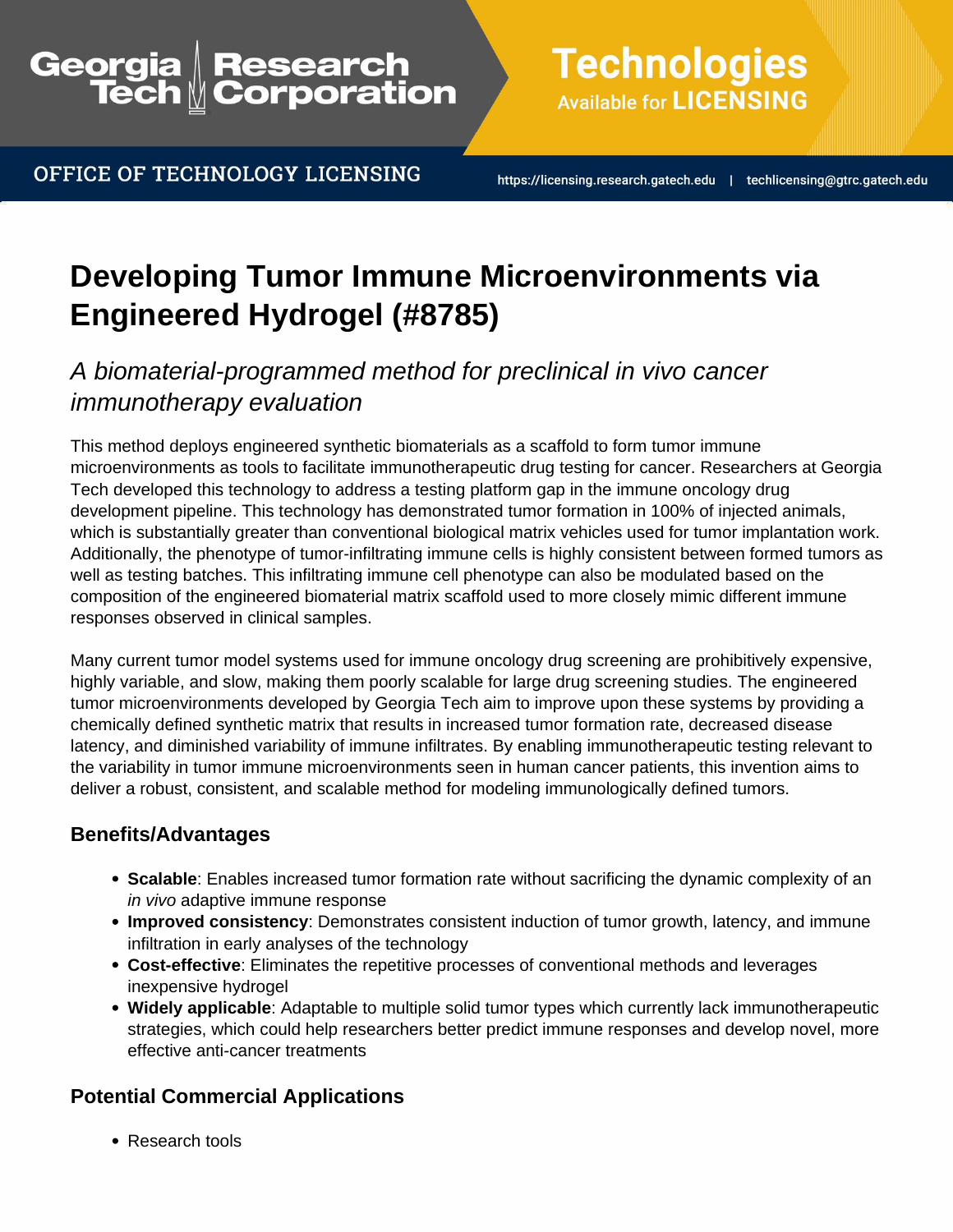Georgia Tech Research Corporation

**Technologies** Available for **LICENSING**

OFFICE OF TECHNOLOGY LICENSING

https://licensing.research.gatech.edu | techlicensing@gtrc.gatech.edu

# Developing Tumor Immune Microenvironments via Engineered Hydrogel (#8785)

## *A biomaterial-programmed method for preclinical in vivo cancer immunotherapy evaluation*

This method deploys engineered synthetic biomaterials as a scaffold to form tumor immune microenvironments as tools to facilitate immunotherapeutic drug testing for cancer. Researchers at Georgia Tech developed this technology to address a testing platform gap in the immune oncology drug development pipeline. This technology has demonstrated tumor formation in 100% of injected animals, which is substantially greater than conventional biological matrix vehicles used for tumor implantation work. Additionally, the phenotype of tumor-infiltrating immune cells is highly consistent between formed tumors as well as testing batches. This infiltrating immune cell phenotype can also be modulated based on the composition of the engineered biomaterial matrix scaffold used to more closely mimic different immune responses observed in clinical samples.

Many current tumor model systems used for immune oncology drug screening are prohibitively expensive, highly variable, and slow, making them poorly scalable for large drug screening studies. The engineered tumor microenvironments developed by Georgia Tech aim to improve upon these systems by providing a chemically defined synthetic matrix that results in increased tumor formation rate, decreased disease latency, and diminished variability of immune infiltrates. By enabling immunotherapeutic testing relevant to the variability in tumor immune microenvironments seen in human cancer patients, this invention aims to deliver a robust, consistent, and scalable method for modeling immunologically defined tumors.

### Benefits/Advantages

- **Scalable**: Enables increased tumor formation rate without sacrificing the dynamic complexity of an *in vivo* adaptive immune response
- **Improved consistency**: Demonstrates consistent induction of tumor growth, latency, and immune infiltration in early analyses of the technology
- **Cost-effective**: Eliminates the repetitive processes of conventional methods and leverages inexpensive hydrogel
- **Widely applicable**: Adaptable to multiple solid tumor types which currently lack immunotherapeutic strategies, which could help researchers better predict immune responses and develop novel, more effective anti-cancer treatments

### Potential Commercial Applications

- Research tools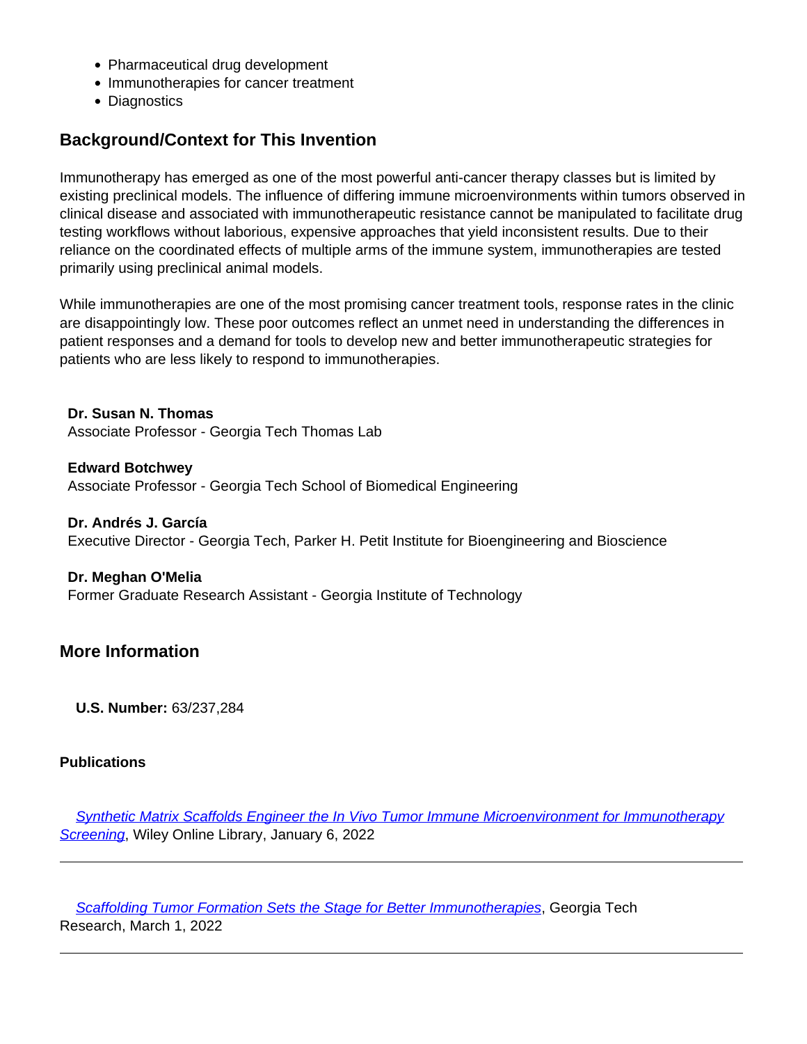- Pharmaceutical drug development
- Immunotherapies for cancer treatment
- Diagnostics

## Background/Context for This Invention

Immunotherapy has emerged as one of the most powerful anti-cancer therapy classes but is limited by existing preclinical models. The influence of differing immune microenvironments within tumors observed in clinical disease and associated with immunotherapeutic resistance cannot be manipulated to facilitate drug testing workflows without laborious, expensive approaches that yield inconsistent results. Due to their reliance on the coordinated effects of multiple arms of the immune system, immunotherapies are tested primarily using preclinical animal models.

While immunotherapies are one of the most promising cancer treatment tools, response rates in the clinic are disappointingly low. These poor outcomes reflect an unmet need in understanding the differences in patient responses and a demand for tools to develop new and better immunotherapeutic strategies for patients who are less likely to respond to immunotherapies.

**Dr. Susan N. Thomas**
Associate Professor - Georgia Tech Thomas Lab

**Edward Botchwey**
Associate Professor - Georgia Tech School of Biomedical Engineering

**Dr. Andrés J. García**
Executive Director - Georgia Tech, Parker H. Petit Institute for Bioengineering and Bioscience

**Dr. Meghan O'Melia**
Former Graduate Research Assistant - Georgia Institute of Technology

## More Information

**U.S. Number:** 63/237,284

**Publications**

*Synthetic Matrix Scaffolds Engineer the In Vivo Tumor Immune Microenvironment for Immunotherapy Screening*, Wiley Online Library, January 6, 2022

---

*Scaffolding Tumor Formation Sets the Stage for Better Immunotherapies*, Georgia Tech Research, March 1, 2022

---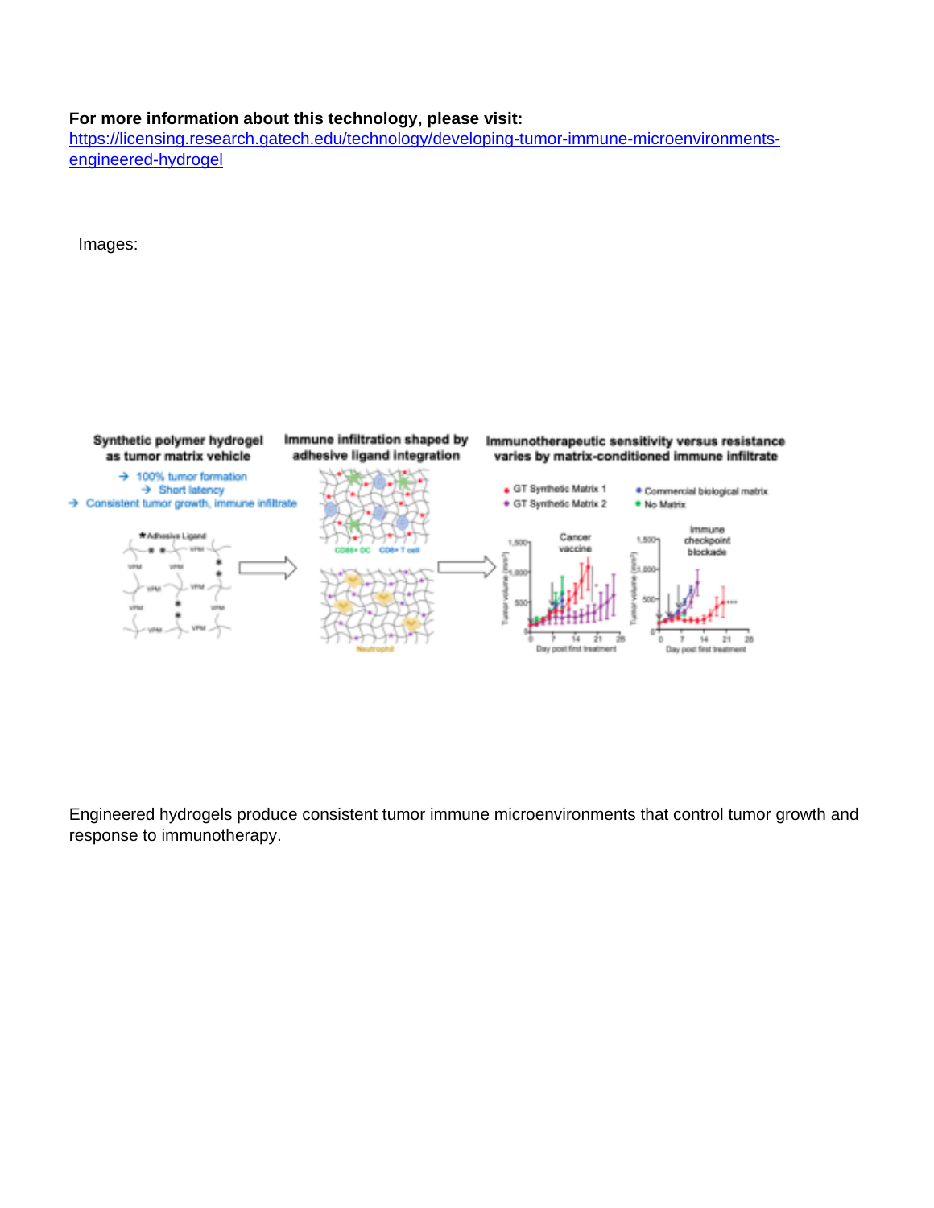**For more information about this technology, please visit:**
[https://licensing.research.gatech.edu/technology/developing-tumor-immune-microenvironments-engineered-hydrogel](https://licensing.research.gatech.edu/technology/developing-tumor-immune-microenvironments-engineered-hydrogel)

Images:

Synthetic polymer hydrogel as tumor matrix vehicle

→ 100% tumor formation

→ Short latency

→ Consistent tumor growth, immune infiltrate

★ Adhesive Ligand

VPM

Immune infiltration shaped by adhesive ligand integration

CD86+ DC

CD8+ T cell

Neutrophil

Immunotherapeutic sensitivity versus resistance varies by matrix-conditioned immune infiltrate

GT Synthetic Matrix 1

GT Synthetic Matrix 2

Commercial biological matrix

No Matrix

Cancer vaccine

Immune checkpoint blockade

Tumor volume (mm³)

1,500

1,000

500

0

0 7 14 21 28

Day post first treatment

Engineered hydrogels produce consistent tumor immune microenvironments that control tumor growth and response to immunotherapy.